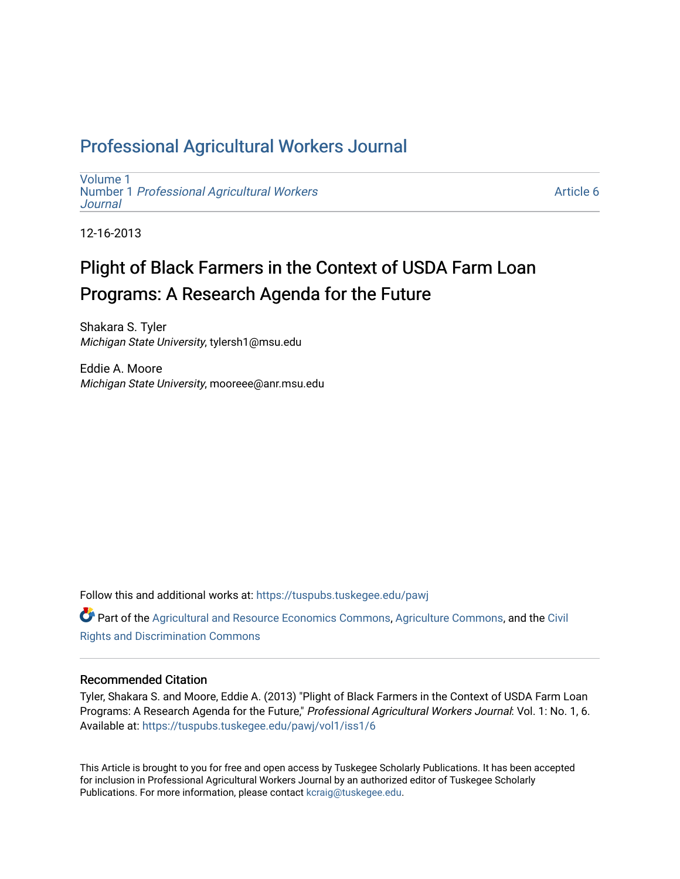# Professional Agricultural Workers Journal

Volume 1
Number 1 *Professional Agricultural Workers Journal*

Article 6

12-16-2013

## Plight of Black Farmers in the Context of USDA Farm Loan Programs: A Research Agenda for the Future

Shakara S. Tyler
*Michigan State University*, tylersh1@msu.edu

Eddie A. Moore
*Michigan State University*, mooreee@anr.msu.edu

Follow this and additional works at: https://tuspubs.tuskegee.edu/pawj

Part of the Agricultural and Resource Economics Commons, Agriculture Commons, and the Civil Rights and Discrimination Commons

### Recommended Citation

Tyler, Shakara S. and Moore, Eddie A. (2013) "Plight of Black Farmers in the Context of USDA Farm Loan Programs: A Research Agenda for the Future," *Professional Agricultural Workers Journal*: Vol. 1: No. 1, 6.
Available at: https://tuspubs.tuskegee.edu/pawj/vol1/iss1/6

This Article is brought to you for free and open access by Tuskegee Scholarly Publications. It has been accepted for inclusion in Professional Agricultural Workers Journal by an authorized editor of Tuskegee Scholarly Publications. For more information, please contact kcraig@tuskegee.edu.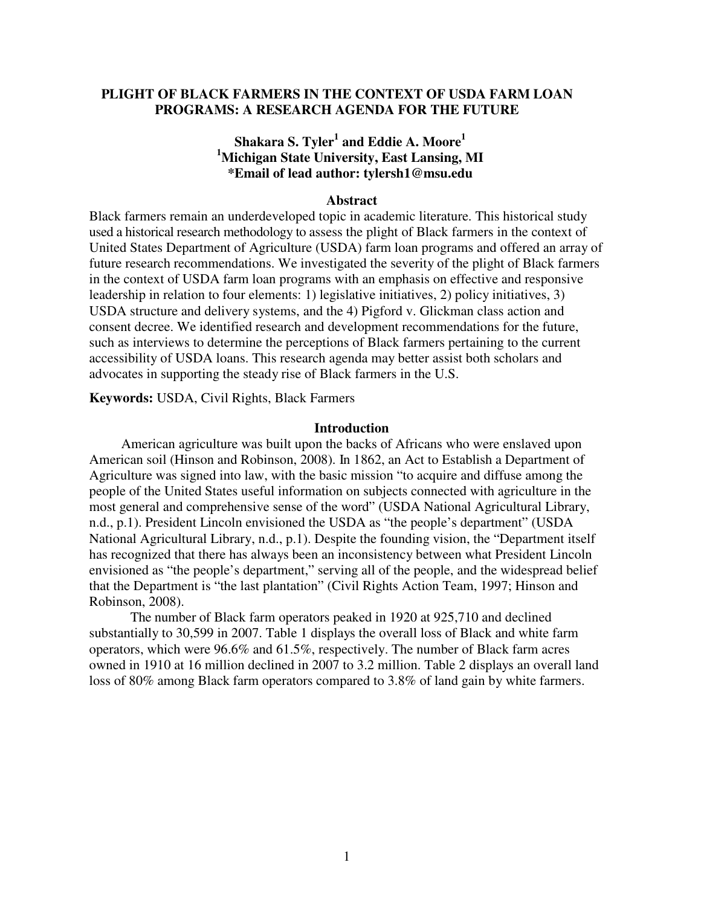# PLIGHT OF BLACK FARMERS IN THE CONTEXT OF USDA FARM LOAN PROGRAMS: A RESEARCH AGENDA FOR THE FUTURE

**Shakara S. Tyler[1] and Eddie A. Moore[1]**
**[1]Michigan State University, East Lansing, MI**
**\*Email of lead author: tylersh1@msu.edu**

## Abstract

Black farmers remain an underdeveloped topic in academic literature. This historical study used a historical research methodology to assess the plight of Black farmers in the context of United States Department of Agriculture (USDA) farm loan programs and offered an array of future research recommendations. We investigated the severity of the plight of Black farmers in the context of USDA farm loan programs with an emphasis on effective and responsive leadership in relation to four elements: 1) legislative initiatives, 2) policy initiatives, 3) USDA structure and delivery systems, and the 4) Pigford v. Glickman class action and consent decree. We identified research and development recommendations for the future, such as interviews to determine the perceptions of Black farmers pertaining to the current accessibility of USDA loans. This research agenda may better assist both scholars and advocates in supporting the steady rise of Black farmers in the U.S.

**Keywords:** USDA, Civil Rights, Black Farmers

## Introduction

American agriculture was built upon the backs of Africans who were enslaved upon American soil (Hinson and Robinson, 2008). In 1862, an Act to Establish a Department of Agriculture was signed into law, with the basic mission "to acquire and diffuse among the people of the United States useful information on subjects connected with agriculture in the most general and comprehensive sense of the word" (USDA National Agricultural Library, n.d., p.1). President Lincoln envisioned the USDA as "the people's department" (USDA National Agricultural Library, n.d., p.1). Despite the founding vision, the "Department itself has recognized that there has always been an inconsistency between what President Lincoln envisioned as "the people's department," serving all of the people, and the widespread belief that the Department is "the last plantation" (Civil Rights Action Team, 1997; Hinson and Robinson, 2008).

The number of Black farm operators peaked in 1920 at 925,710 and declined substantially to 30,599 in 2007. Table 1 displays the overall loss of Black and white farm operators, which were 96.6% and 61.5%, respectively. The number of Black farm acres owned in 1910 at 16 million declined in 2007 to 3.2 million. Table 2 displays an overall land loss of 80% among Black farm operators compared to 3.8% of land gain by white farmers.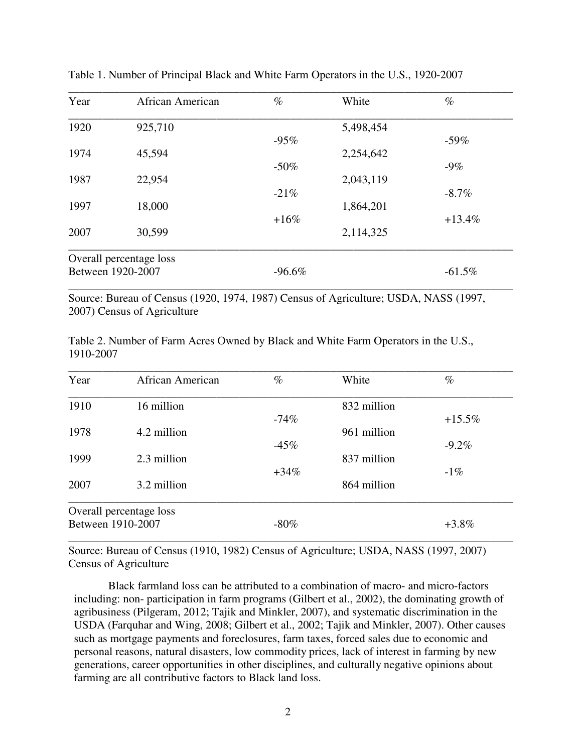Table 1. Number of Principal Black and White Farm Operators in the U.S., 1920-2007

| Year | African American | % | White | % |
|---|---|---|---|---|
| 1920 | 925,710 | | 5,498,454 | |
| | | -95% | | -59% |
| 1974 | 45,594 | | 2,254,642 | |
| | | -50% | | -9% |
| 1987 | 22,954 | | 2,043,119 | |
| | | -21% | | -8.7% |
| 1997 | 18,000 | | 1,864,201 | |
| | | +16% | | +13.4% |
| 2007 | 30,599 | | 2,114,325 | |
| Overall percentage loss Between 1920-2007 | | -96.6% | | -61.5% |

Source: Bureau of Census (1920, 1974, 1987) Census of Agriculture; USDA, NASS (1997, 2007) Census of Agriculture

Table 2. Number of Farm Acres Owned by Black and White Farm Operators in the U.S., 1910-2007

| Year | African American | % | White | % |
|---|---|---|---|---|
| 1910 | 16 million | | 832 million | |
| | | -74% | | +15.5% |
| 1978 | 4.2 million | | 961 million | |
| | | -45% | | -9.2% |
| 1999 | 2.3 million | | 837 million | |
| | | +34% | | -1% |
| 2007 | 3.2 million | | 864 million | |
| Overall percentage loss Between 1910-2007 | | -80% | | +3.8% |

Source: Bureau of Census (1910, 1982) Census of Agriculture; USDA, NASS (1997, 2007) Census of Agriculture

Black farmland loss can be attributed to a combination of macro- and micro-factors including: non- participation in farm programs (Gilbert et al., 2002), the dominating growth of agribusiness (Pilgeram, 2012; Tajik and Minkler, 2007), and systematic discrimination in the USDA (Farquhar and Wing, 2008; Gilbert et al., 2002; Tajik and Minkler, 2007). Other causes such as mortgage payments and foreclosures, farm taxes, forced sales due to economic and personal reasons, natural disasters, low commodity prices, lack of interest in farming by new generations, career opportunities in other disciplines, and culturally negative opinions about farming are all contributive factors to Black land loss.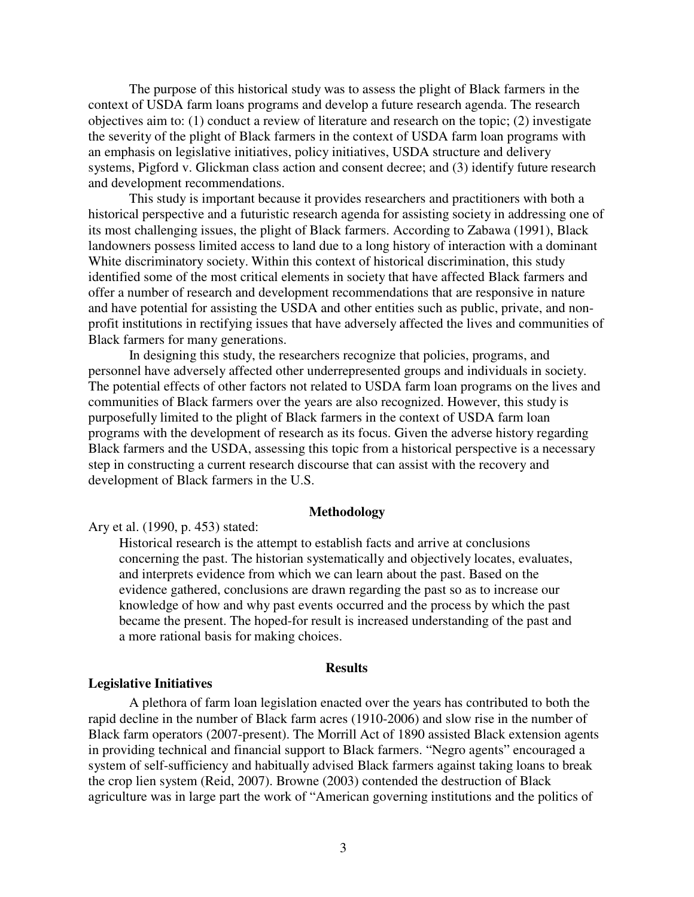The purpose of this historical study was to assess the plight of Black farmers in the context of USDA farm loans programs and develop a future research agenda. The research objectives aim to: (1) conduct a review of literature and research on the topic; (2) investigate the severity of the plight of Black farmers in the context of USDA farm loan programs with an emphasis on legislative initiatives, policy initiatives, USDA structure and delivery systems, Pigford v. Glickman class action and consent decree; and (3) identify future research and development recommendations.

This study is important because it provides researchers and practitioners with both a historical perspective and a futuristic research agenda for assisting society in addressing one of its most challenging issues, the plight of Black farmers. According to Zabawa (1991), Black landowners possess limited access to land due to a long history of interaction with a dominant White discriminatory society. Within this context of historical discrimination, this study identified some of the most critical elements in society that have affected Black farmers and offer a number of research and development recommendations that are responsive in nature and have potential for assisting the USDA and other entities such as public, private, and non-profit institutions in rectifying issues that have adversely affected the lives and communities of Black farmers for many generations.

In designing this study, the researchers recognize that policies, programs, and personnel have adversely affected other underrepresented groups and individuals in society. The potential effects of other factors not related to USDA farm loan programs on the lives and communities of Black farmers over the years are also recognized. However, this study is purposefully limited to the plight of Black farmers in the context of USDA farm loan programs with the development of research as its focus. Given the adverse history regarding Black farmers and the USDA, assessing this topic from a historical perspective is a necessary step in constructing a current research discourse that can assist with the recovery and development of Black farmers in the U.S.

## Methodology

Ary et al. (1990, p. 453) stated:

> Historical research is the attempt to establish facts and arrive at conclusions concerning the past. The historian systematically and objectively locates, evaluates, and interprets evidence from which we can learn about the past. Based on the evidence gathered, conclusions are drawn regarding the past so as to increase our knowledge of how and why past events occurred and the process by which the past became the present. The hoped-for result is increased understanding of the past and a more rational basis for making choices.

## Results

### Legislative Initiatives

A plethora of farm loan legislation enacted over the years has contributed to both the rapid decline in the number of Black farm acres (1910-2006) and slow rise in the number of Black farm operators (2007-present). The Morrill Act of 1890 assisted Black extension agents in providing technical and financial support to Black farmers. "Negro agents" encouraged a system of self-sufficiency and habitually advised Black farmers against taking loans to break the crop lien system (Reid, 2007). Browne (2003) contended the destruction of Black agriculture was in large part the work of "American governing institutions and the politics of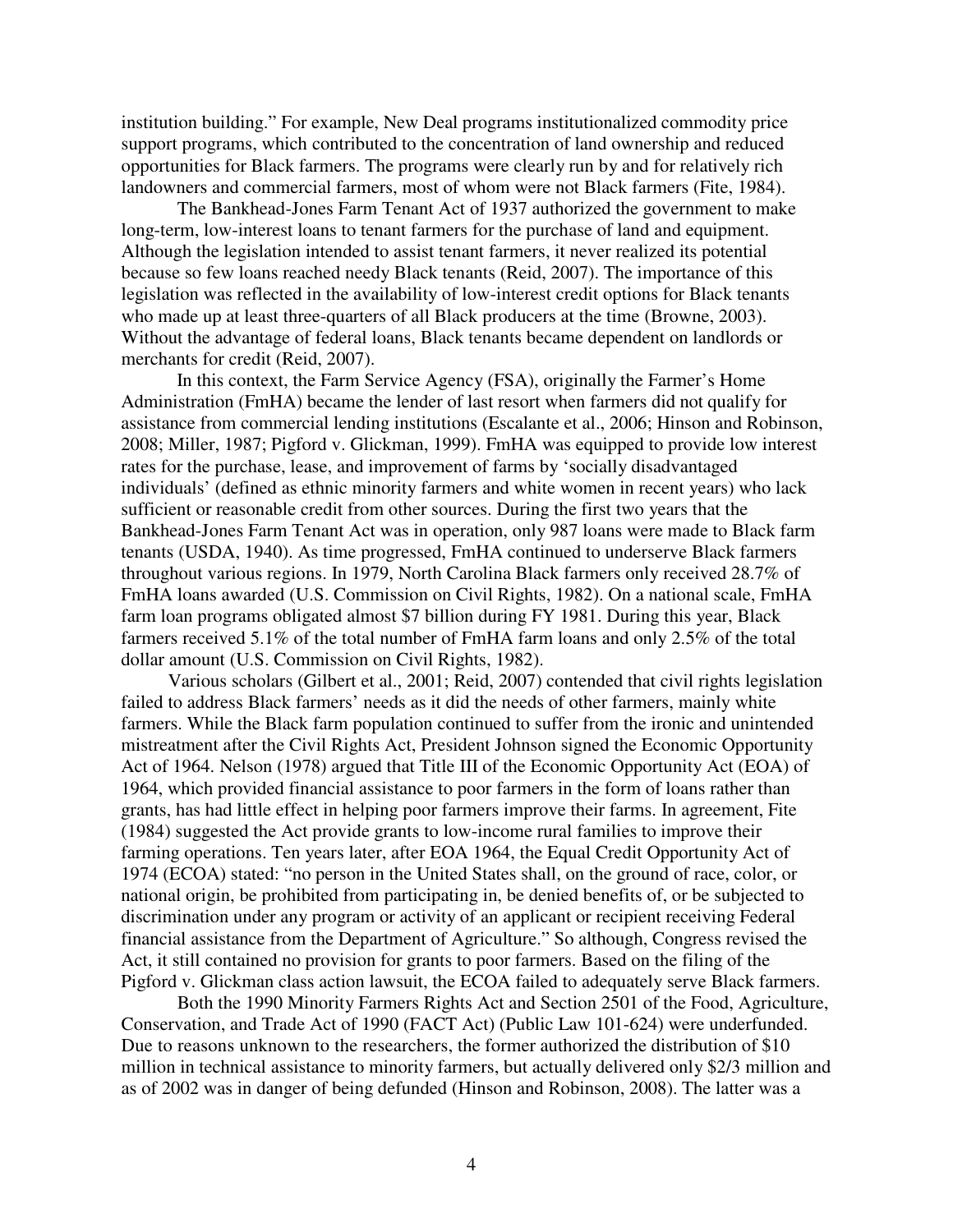institution building." For example, New Deal programs institutionalized commodity price support programs, which contributed to the concentration of land ownership and reduced opportunities for Black farmers. The programs were clearly run by and for relatively rich landowners and commercial farmers, most of whom were not Black farmers (Fite, 1984).

The Bankhead-Jones Farm Tenant Act of 1937 authorized the government to make long-term, low-interest loans to tenant farmers for the purchase of land and equipment. Although the legislation intended to assist tenant farmers, it never realized its potential because so few loans reached needy Black tenants (Reid, 2007). The importance of this legislation was reflected in the availability of low-interest credit options for Black tenants who made up at least three-quarters of all Black producers at the time (Browne, 2003). Without the advantage of federal loans, Black tenants became dependent on landlords or merchants for credit (Reid, 2007).

In this context, the Farm Service Agency (FSA), originally the Farmer's Home Administration (FmHA) became the lender of last resort when farmers did not qualify for assistance from commercial lending institutions (Escalante et al., 2006; Hinson and Robinson, 2008; Miller, 1987; Pigford v. Glickman, 1999). FmHA was equipped to provide low interest rates for the purchase, lease, and improvement of farms by 'socially disadvantaged individuals' (defined as ethnic minority farmers and white women in recent years) who lack sufficient or reasonable credit from other sources. During the first two years that the Bankhead-Jones Farm Tenant Act was in operation, only 987 loans were made to Black farm tenants (USDA, 1940). As time progressed, FmHA continued to underserve Black farmers throughout various regions. In 1979, North Carolina Black farmers only received 28.7% of FmHA loans awarded (U.S. Commission on Civil Rights, 1982). On a national scale, FmHA farm loan programs obligated almost $7 billion during FY 1981. During this year, Black farmers received 5.1% of the total number of FmHA farm loans and only 2.5% of the total dollar amount (U.S. Commission on Civil Rights, 1982).

Various scholars (Gilbert et al., 2001; Reid, 2007) contended that civil rights legislation failed to address Black farmers' needs as it did the needs of other farmers, mainly white farmers. While the Black farm population continued to suffer from the ironic and unintended mistreatment after the Civil Rights Act, President Johnson signed the Economic Opportunity Act of 1964. Nelson (1978) argued that Title III of the Economic Opportunity Act (EOA) of 1964, which provided financial assistance to poor farmers in the form of loans rather than grants, has had little effect in helping poor farmers improve their farms. In agreement, Fite (1984) suggested the Act provide grants to low-income rural families to improve their farming operations. Ten years later, after EOA 1964, the Equal Credit Opportunity Act of 1974 (ECOA) stated: "no person in the United States shall, on the ground of race, color, or national origin, be prohibited from participating in, be denied benefits of, or be subjected to discrimination under any program or activity of an applicant or recipient receiving Federal financial assistance from the Department of Agriculture." So although, Congress revised the Act, it still contained no provision for grants to poor farmers. Based on the filing of the Pigford v. Glickman class action lawsuit, the ECOA failed to adequately serve Black farmers.

Both the 1990 Minority Farmers Rights Act and Section 2501 of the Food, Agriculture, Conservation, and Trade Act of 1990 (FACT Act) (Public Law 101-624) were underfunded. Due to reasons unknown to the researchers, the former authorized the distribution of $10 million in technical assistance to minority farmers, but actually delivered only $2/3 million and as of 2002 was in danger of being defunded (Hinson and Robinson, 2008). The latter was a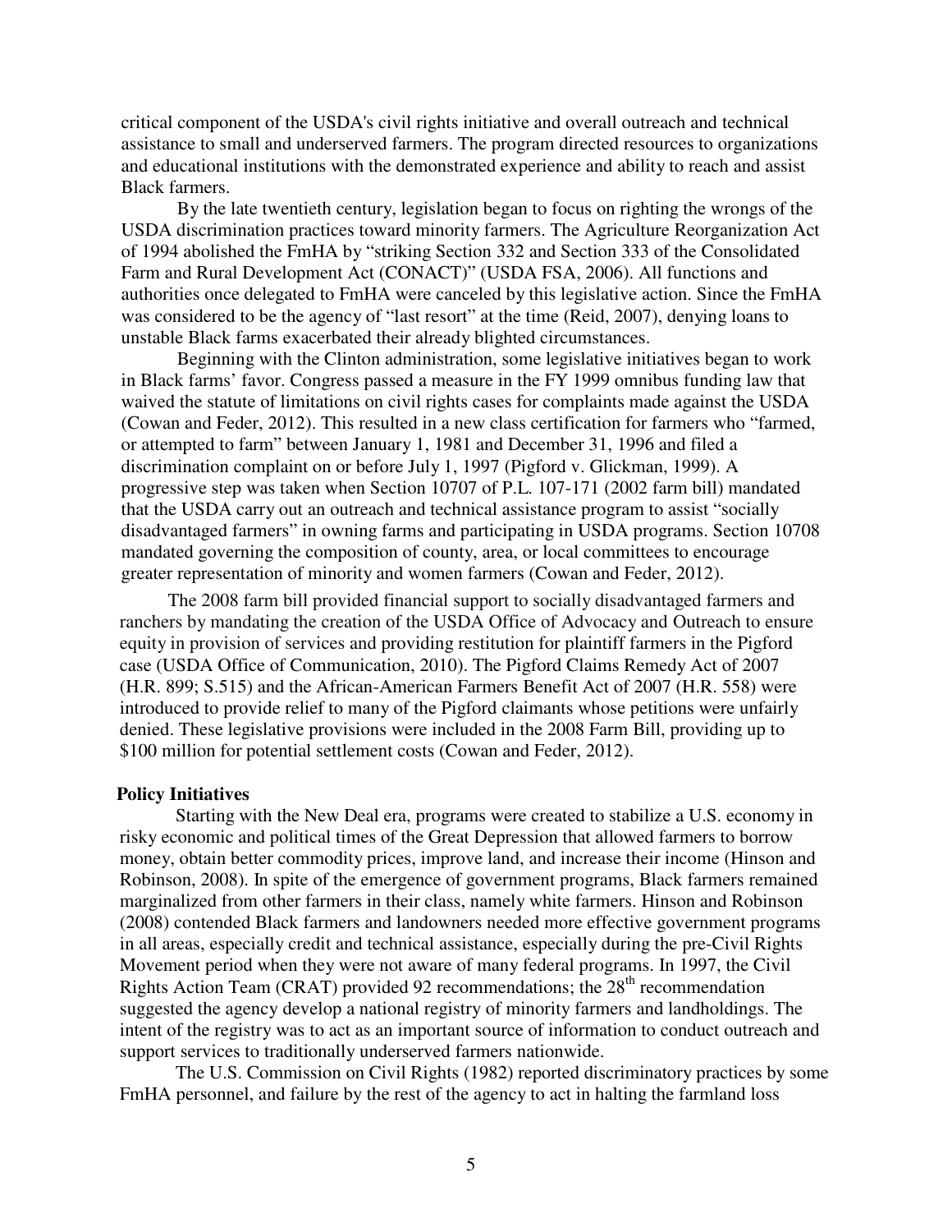critical component of the USDA's civil rights initiative and overall outreach and technical assistance to small and underserved farmers. The program directed resources to organizations and educational institutions with the demonstrated experience and ability to reach and assist Black farmers.

By the late twentieth century, legislation began to focus on righting the wrongs of the USDA discrimination practices toward minority farmers. The Agriculture Reorganization Act of 1994 abolished the FmHA by "striking Section 332 and Section 333 of the Consolidated Farm and Rural Development Act (CONACT)" (USDA FSA, 2006). All functions and authorities once delegated to FmHA were canceled by this legislative action. Since the FmHA was considered to be the agency of "last resort" at the time (Reid, 2007), denying loans to unstable Black farms exacerbated their already blighted circumstances.

Beginning with the Clinton administration, some legislative initiatives began to work in Black farms' favor. Congress passed a measure in the FY 1999 omnibus funding law that waived the statute of limitations on civil rights cases for complaints made against the USDA (Cowan and Feder, 2012). This resulted in a new class certification for farmers who "farmed, or attempted to farm" between January 1, 1981 and December 31, 1996 and filed a discrimination complaint on or before July 1, 1997 (Pigford v. Glickman, 1999). A progressive step was taken when Section 10707 of P.L. 107-171 (2002 farm bill) mandated that the USDA carry out an outreach and technical assistance program to assist "socially disadvantaged farmers" in owning farms and participating in USDA programs. Section 10708 mandated governing the composition of county, area, or local committees to encourage greater representation of minority and women farmers (Cowan and Feder, 2012).

The 2008 farm bill provided financial support to socially disadvantaged farmers and ranchers by mandating the creation of the USDA Office of Advocacy and Outreach to ensure equity in provision of services and providing restitution for plaintiff farmers in the Pigford case (USDA Office of Communication, 2010). The Pigford Claims Remedy Act of 2007 (H.R. 899; S.515) and the African-American Farmers Benefit Act of 2007 (H.R. 558) were introduced to provide relief to many of the Pigford claimants whose petitions were unfairly denied. These legislative provisions were included in the 2008 Farm Bill, providing up to $100 million for potential settlement costs (Cowan and Feder, 2012).

**Policy Initiatives**

Starting with the New Deal era, programs were created to stabilize a U.S. economy in risky economic and political times of the Great Depression that allowed farmers to borrow money, obtain better commodity prices, improve land, and increase their income (Hinson and Robinson, 2008). In spite of the emergence of government programs, Black farmers remained marginalized from other farmers in their class, namely white farmers. Hinson and Robinson (2008) contended Black farmers and landowners needed more effective government programs in all areas, especially credit and technical assistance, especially during the pre-Civil Rights Movement period when they were not aware of many federal programs. In 1997, the Civil Rights Action Team (CRAT) provided 92 recommendations; the 28th recommendation suggested the agency develop a national registry of minority farmers and landholdings. The intent of the registry was to act as an important source of information to conduct outreach and support services to traditionally underserved farmers nationwide.

The U.S. Commission on Civil Rights (1982) reported discriminatory practices by some FmHA personnel, and failure by the rest of the agency to act in halting the farmland loss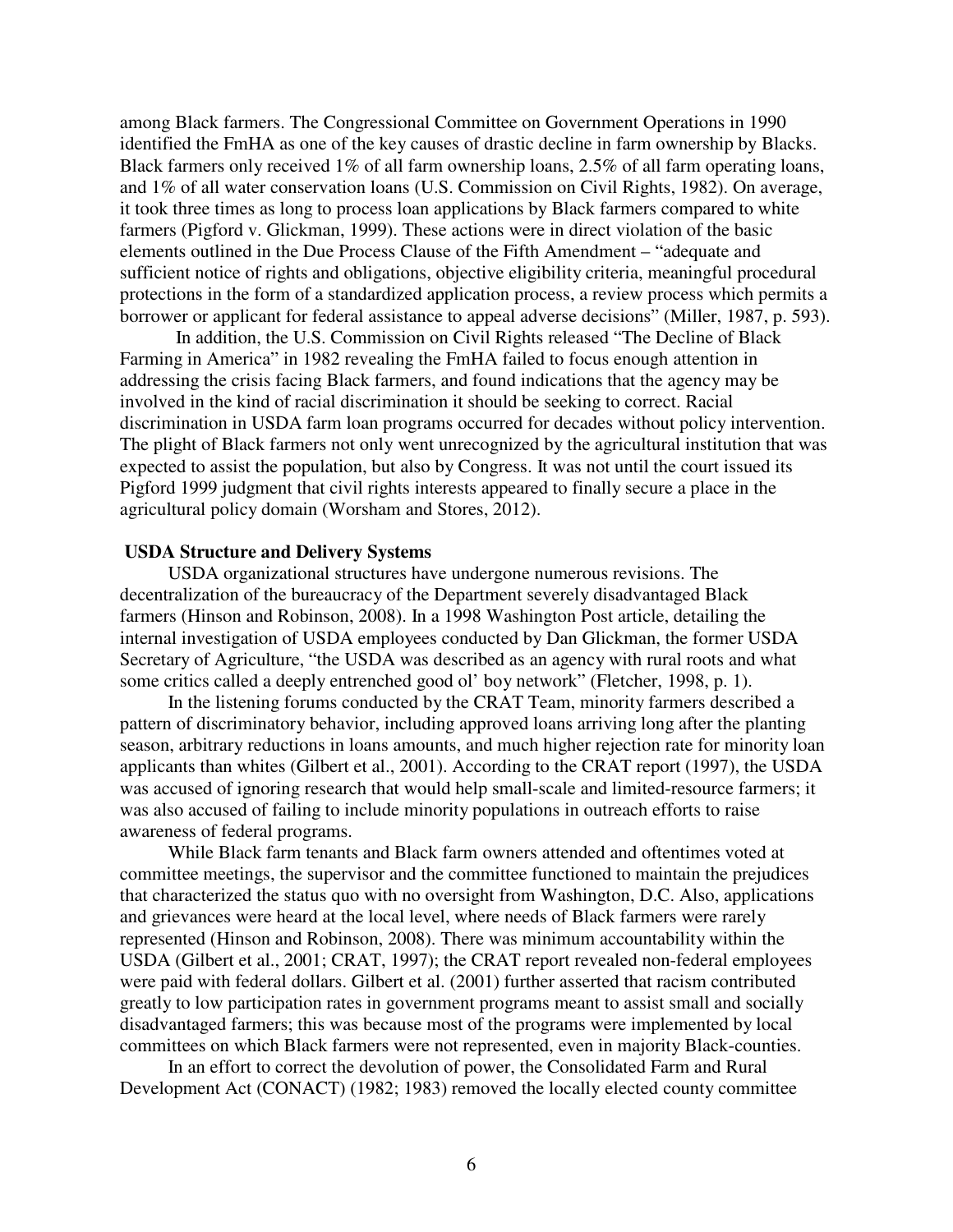among Black farmers. The Congressional Committee on Government Operations in 1990 identified the FmHA as one of the key causes of drastic decline in farm ownership by Blacks. Black farmers only received 1% of all farm ownership loans, 2.5% of all farm operating loans, and 1% of all water conservation loans (U.S. Commission on Civil Rights, 1982). On average, it took three times as long to process loan applications by Black farmers compared to white farmers (Pigford v. Glickman, 1999). These actions were in direct violation of the basic elements outlined in the Due Process Clause of the Fifth Amendment – "adequate and sufficient notice of rights and obligations, objective eligibility criteria, meaningful procedural protections in the form of a standardized application process, a review process which permits a borrower or applicant for federal assistance to appeal adverse decisions" (Miller, 1987, p. 593).

In addition, the U.S. Commission on Civil Rights released "The Decline of Black Farming in America" in 1982 revealing the FmHA failed to focus enough attention in addressing the crisis facing Black farmers, and found indications that the agency may be involved in the kind of racial discrimination it should be seeking to correct. Racial discrimination in USDA farm loan programs occurred for decades without policy intervention. The plight of Black farmers not only went unrecognized by the agricultural institution that was expected to assist the population, but also by Congress. It was not until the court issued its Pigford 1999 judgment that civil rights interests appeared to finally secure a place in the agricultural policy domain (Worsham and Stores, 2012).

**USDA Structure and Delivery Systems**

USDA organizational structures have undergone numerous revisions. The decentralization of the bureaucracy of the Department severely disadvantaged Black farmers (Hinson and Robinson, 2008). In a 1998 Washington Post article, detailing the internal investigation of USDA employees conducted by Dan Glickman, the former USDA Secretary of Agriculture, "the USDA was described as an agency with rural roots and what some critics called a deeply entrenched good ol' boy network" (Fletcher, 1998, p. 1).

In the listening forums conducted by the CRAT Team, minority farmers described a pattern of discriminatory behavior, including approved loans arriving long after the planting season, arbitrary reductions in loans amounts, and much higher rejection rate for minority loan applicants than whites (Gilbert et al., 2001). According to the CRAT report (1997), the USDA was accused of ignoring research that would help small-scale and limited-resource farmers; it was also accused of failing to include minority populations in outreach efforts to raise awareness of federal programs.

While Black farm tenants and Black farm owners attended and oftentimes voted at committee meetings, the supervisor and the committee functioned to maintain the prejudices that characterized the status quo with no oversight from Washington, D.C. Also, applications and grievances were heard at the local level, where needs of Black farmers were rarely represented (Hinson and Robinson, 2008). There was minimum accountability within the USDA (Gilbert et al., 2001; CRAT, 1997); the CRAT report revealed non-federal employees were paid with federal dollars. Gilbert et al. (2001) further asserted that racism contributed greatly to low participation rates in government programs meant to assist small and socially disadvantaged farmers; this was because most of the programs were implemented by local committees on which Black farmers were not represented, even in majority Black-counties.

In an effort to correct the devolution of power, the Consolidated Farm and Rural Development Act (CONACT) (1982; 1983) removed the locally elected county committee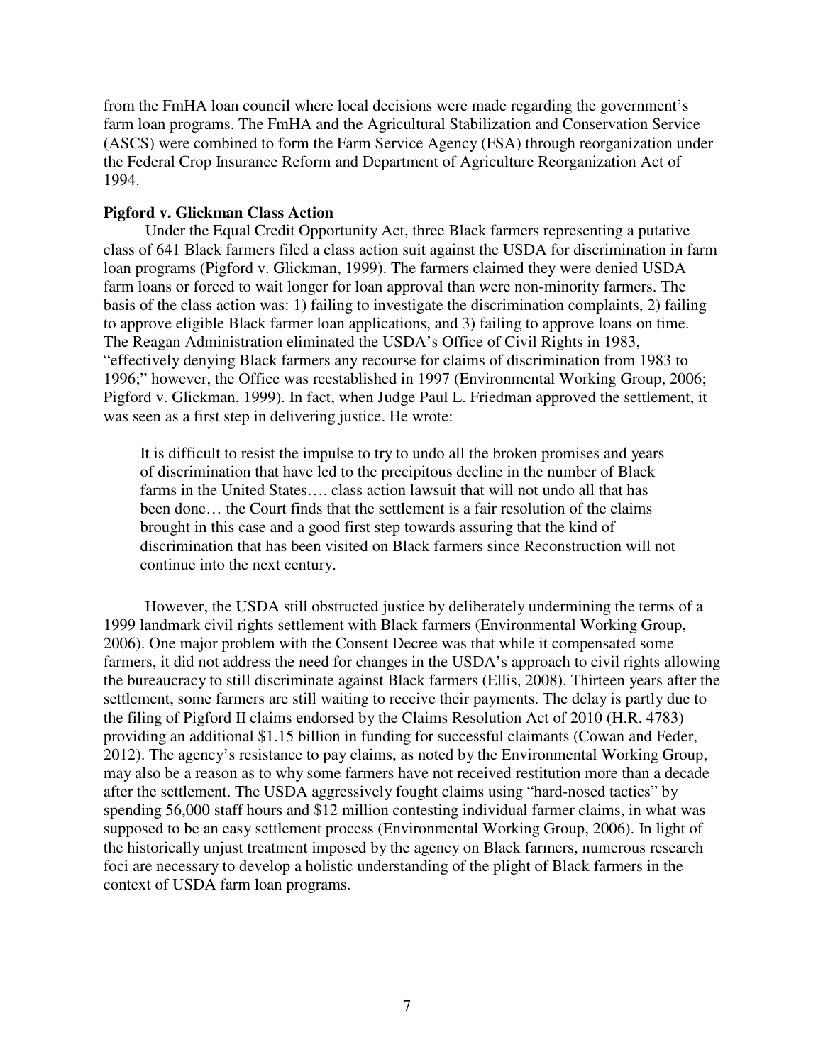from the FmHA loan council where local decisions were made regarding the government's farm loan programs. The FmHA and the Agricultural Stabilization and Conservation Service (ASCS) were combined to form the Farm Service Agency (FSA) through reorganization under the Federal Crop Insurance Reform and Department of Agriculture Reorganization Act of 1994.

**Pigford v. Glickman Class Action**

Under the Equal Credit Opportunity Act, three Black farmers representing a putative class of 641 Black farmers filed a class action suit against the USDA for discrimination in farm loan programs (Pigford v. Glickman, 1999). The farmers claimed they were denied USDA farm loans or forced to wait longer for loan approval than were non-minority farmers. The basis of the class action was: 1) failing to investigate the discrimination complaints, 2) failing to approve eligible Black farmer loan applications, and 3) failing to approve loans on time. The Reagan Administration eliminated the USDA's Office of Civil Rights in 1983, "effectively denying Black farmers any recourse for claims of discrimination from 1983 to 1996;" however, the Office was reestablished in 1997 (Environmental Working Group, 2006; Pigford v. Glickman, 1999). In fact, when Judge Paul L. Friedman approved the settlement, it was seen as a first step in delivering justice. He wrote:

> It is difficult to resist the impulse to try to undo all the broken promises and years of discrimination that have led to the precipitous decline in the number of Black farms in the United States…. class action lawsuit that will not undo all that has been done… the Court finds that the settlement is a fair resolution of the claims brought in this case and a good first step towards assuring that the kind of discrimination that has been visited on Black farmers since Reconstruction will not continue into the next century.

However, the USDA still obstructed justice by deliberately undermining the terms of a 1999 landmark civil rights settlement with Black farmers (Environmental Working Group, 2006). One major problem with the Consent Decree was that while it compensated some farmers, it did not address the need for changes in the USDA's approach to civil rights allowing the bureaucracy to still discriminate against Black farmers (Ellis, 2008). Thirteen years after the settlement, some farmers are still waiting to receive their payments. The delay is partly due to the filing of Pigford II claims endorsed by the Claims Resolution Act of 2010 (H.R. 4783) providing an additional $1.15 billion in funding for successful claimants (Cowan and Feder, 2012). The agency's resistance to pay claims, as noted by the Environmental Working Group, may also be a reason as to why some farmers have not received restitution more than a decade after the settlement. The USDA aggressively fought claims using "hard-nosed tactics" by spending 56,000 staff hours and $12 million contesting individual farmer claims, in what was supposed to be an easy settlement process (Environmental Working Group, 2006). In light of the historically unjust treatment imposed by the agency on Black farmers, numerous research foci are necessary to develop a holistic understanding of the plight of Black farmers in the context of USDA farm loan programs.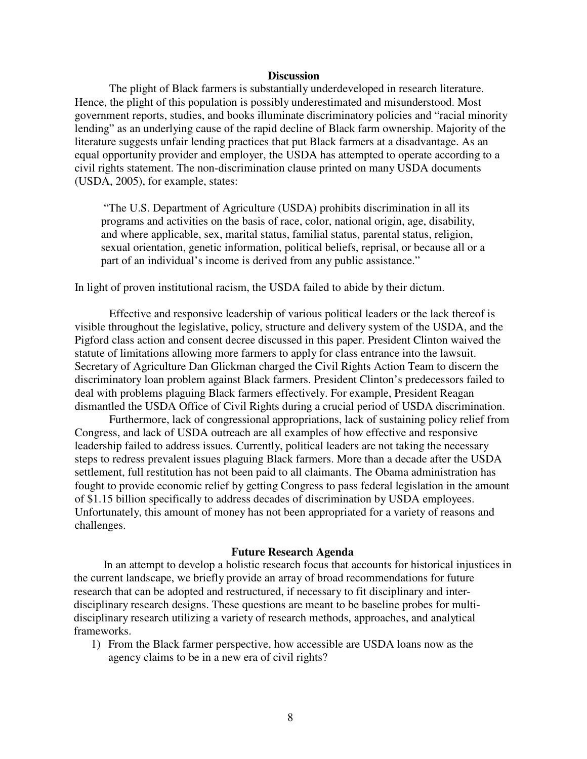## Discussion

The plight of Black farmers is substantially underdeveloped in research literature. Hence, the plight of this population is possibly underestimated and misunderstood. Most government reports, studies, and books illuminate discriminatory policies and "racial minority lending" as an underlying cause of the rapid decline of Black farm ownership. Majority of the literature suggests unfair lending practices that put Black farmers at a disadvantage. As an equal opportunity provider and employer, the USDA has attempted to operate according to a civil rights statement. The non-discrimination clause printed on many USDA documents (USDA, 2005), for example, states:

> "The U.S. Department of Agriculture (USDA) prohibits discrimination in all its programs and activities on the basis of race, color, national origin, age, disability, and where applicable, sex, marital status, familial status, parental status, religion, sexual orientation, genetic information, political beliefs, reprisal, or because all or a part of an individual's income is derived from any public assistance."

In light of proven institutional racism, the USDA failed to abide by their dictum.

Effective and responsive leadership of various political leaders or the lack thereof is visible throughout the legislative, policy, structure and delivery system of the USDA, and the Pigford class action and consent decree discussed in this paper. President Clinton waived the statute of limitations allowing more farmers to apply for class entrance into the lawsuit. Secretary of Agriculture Dan Glickman charged the Civil Rights Action Team to discern the discriminatory loan problem against Black farmers. President Clinton's predecessors failed to deal with problems plaguing Black farmers effectively. For example, President Reagan dismantled the USDA Office of Civil Rights during a crucial period of USDA discrimination.

Furthermore, lack of congressional appropriations, lack of sustaining policy relief from Congress, and lack of USDA outreach are all examples of how effective and responsive leadership failed to address issues. Currently, political leaders are not taking the necessary steps to redress prevalent issues plaguing Black farmers. More than a decade after the USDA settlement, full restitution has not been paid to all claimants. The Obama administration has fought to provide economic relief by getting Congress to pass federal legislation in the amount of $1.15 billion specifically to address decades of discrimination by USDA employees. Unfortunately, this amount of money has not been appropriated for a variety of reasons and challenges.

## Future Research Agenda

In an attempt to develop a holistic research focus that accounts for historical injustices in the current landscape, we briefly provide an array of broad recommendations for future research that can be adopted and restructured, if necessary to fit disciplinary and inter-disciplinary research designs. These questions are meant to be baseline probes for multi-disciplinary research utilizing a variety of research methods, approaches, and analytical frameworks.

1) From the Black farmer perspective, how accessible are USDA loans now as the agency claims to be in a new era of civil rights?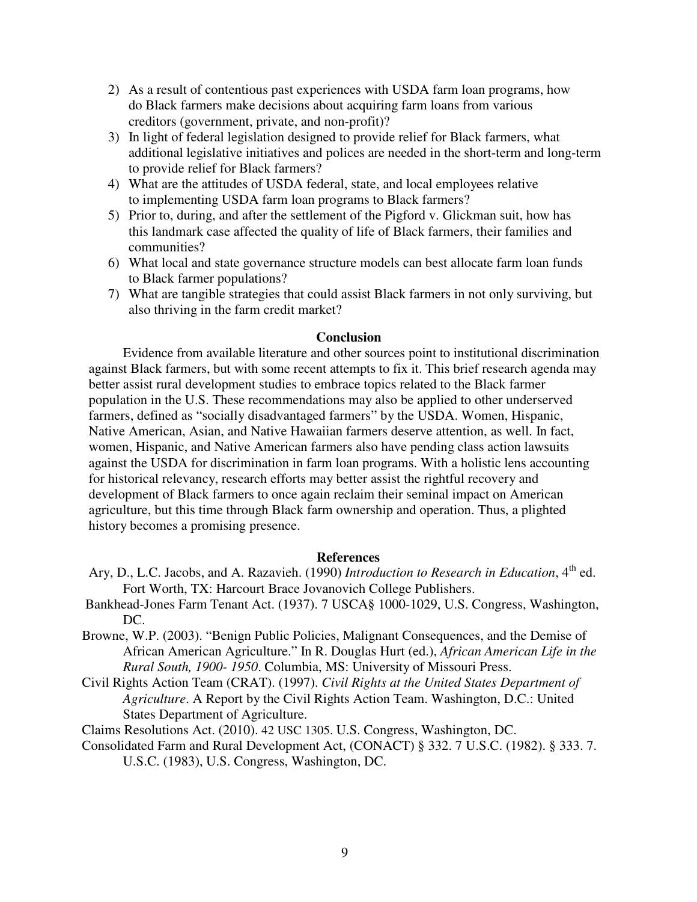2) As a result of contentious past experiences with USDA farm loan programs, how do Black farmers make decisions about acquiring farm loans from various creditors (government, private, and non-profit)?
3) In light of federal legislation designed to provide relief for Black farmers, what additional legislative initiatives and polices are needed in the short-term and long-term to provide relief for Black farmers?
4) What are the attitudes of USDA federal, state, and local employees relative to implementing USDA farm loan programs to Black farmers?
5) Prior to, during, and after the settlement of the Pigford v. Glickman suit, how has this landmark case affected the quality of life of Black farmers, their families and communities?
6) What local and state governance structure models can best allocate farm loan funds to Black farmer populations?
7) What are tangible strategies that could assist Black farmers in not only surviving, but also thriving in the farm credit market?

## Conclusion

Evidence from available literature and other sources point to institutional discrimination against Black farmers, but with some recent attempts to fix it. This brief research agenda may better assist rural development studies to embrace topics related to the Black farmer population in the U.S. These recommendations may also be applied to other underserved farmers, defined as "socially disadvantaged farmers" by the USDA. Women, Hispanic, Native American, Asian, and Native Hawaiian farmers deserve attention, as well. In fact, women, Hispanic, and Native American farmers also have pending class action lawsuits against the USDA for discrimination in farm loan programs. With a holistic lens accounting for historical relevancy, research efforts may better assist the rightful recovery and development of Black farmers to once again reclaim their seminal impact on American agriculture, but this time through Black farm ownership and operation. Thus, a plighted history becomes a promising presence.

## References

Ary, D., L.C. Jacobs, and A. Razavieh. (1990) *Introduction to Research in Education*, 4th ed. Fort Worth, TX: Harcourt Brace Jovanovich College Publishers.

Bankhead-Jones Farm Tenant Act. (1937). 7 USCA§ 1000-1029, U.S. Congress, Washington, DC.

Browne, W.P. (2003). "Benign Public Policies, Malignant Consequences, and the Demise of African American Agriculture." In R. Douglas Hurt (ed.), *African American Life in the Rural South, 1900- 1950*. Columbia, MS: University of Missouri Press.

Civil Rights Action Team (CRAT). (1997). *Civil Rights at the United States Department of Agriculture*. A Report by the Civil Rights Action Team. Washington, D.C.: United States Department of Agriculture.

Claims Resolutions Act. (2010). 42 USC 1305. U.S. Congress, Washington, DC.

Consolidated Farm and Rural Development Act, (CONACT) § 332. 7 U.S.C. (1982). § 333. 7. U.S.C. (1983), U.S. Congress, Washington, DC.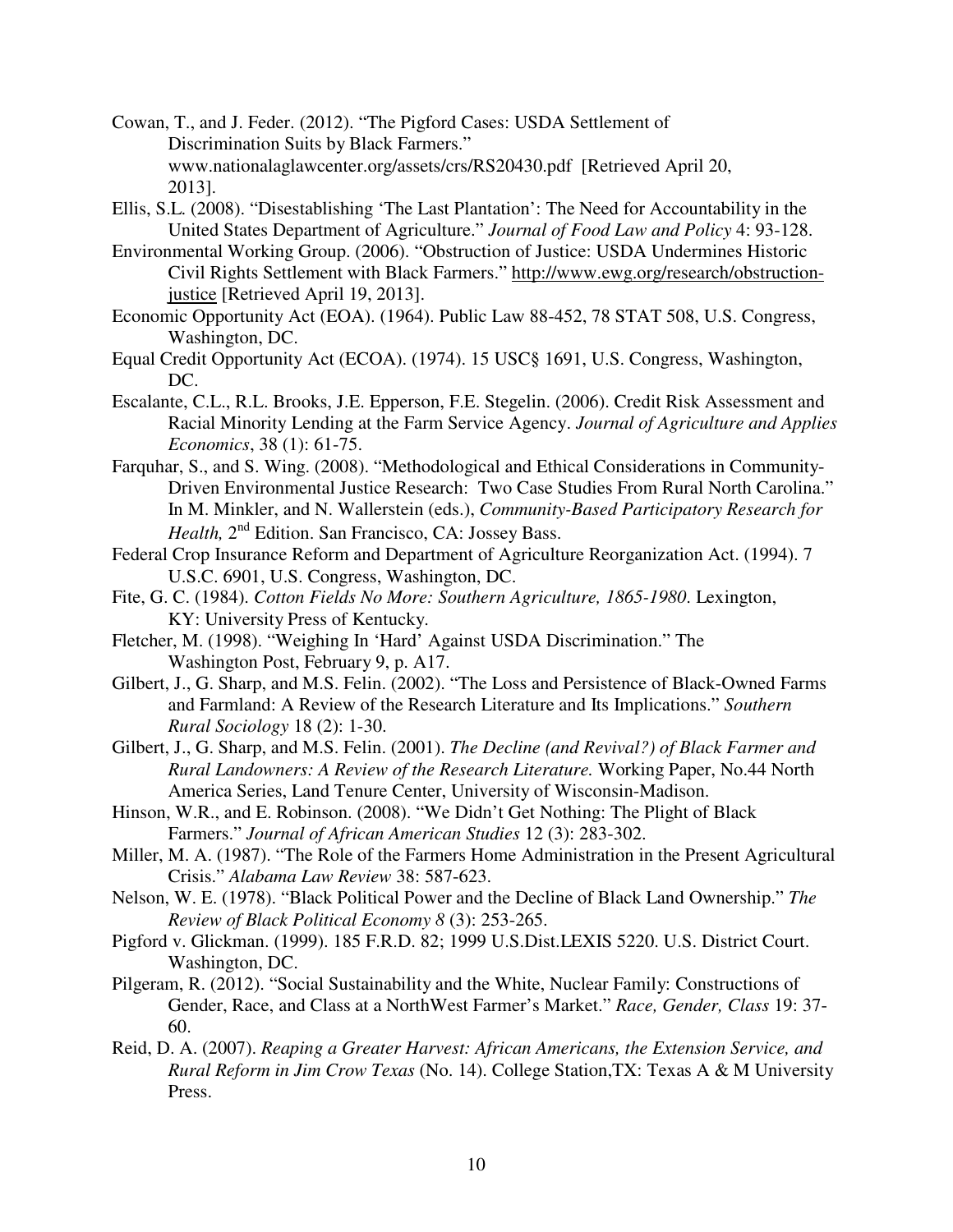Cowan, T., and J. Feder. (2012). "The Pigford Cases: USDA Settlement of Discrimination Suits by Black Farmers." www.nationalaglawcenter.org/assets/crs/RS20430.pdf [Retrieved April 20, 2013].

Ellis, S.L. (2008). "Disestablishing 'The Last Plantation': The Need for Accountability in the United States Department of Agriculture." *Journal of Food Law and Policy* 4: 93-128.

Environmental Working Group. (2006). "Obstruction of Justice: USDA Undermines Historic Civil Rights Settlement with Black Farmers." http://www.ewg.org/research/obstruction-justice [Retrieved April 19, 2013].

Economic Opportunity Act (EOA). (1964). Public Law 88-452, 78 STAT 508, U.S. Congress, Washington, DC.

Equal Credit Opportunity Act (ECOA). (1974). 15 USC§ 1691, U.S. Congress, Washington, DC.

Escalante, C.L., R.L. Brooks, J.E. Epperson, F.E. Stegelin. (2006). Credit Risk Assessment and Racial Minority Lending at the Farm Service Agency. *Journal of Agriculture and Applies Economics*, 38 (1): 61-75.

Farquhar, S., and S. Wing. (2008). "Methodological and Ethical Considerations in Community-Driven Environmental Justice Research: Two Case Studies From Rural North Carolina." In M. Minkler, and N. Wallerstein (eds.), *Community-Based Participatory Research for Health,* 2nd Edition. San Francisco, CA: Jossey Bass.

Federal Crop Insurance Reform and Department of Agriculture Reorganization Act. (1994). 7 U.S.C. 6901, U.S. Congress, Washington, DC.

Fite, G. C. (1984). *Cotton Fields No More: Southern Agriculture, 1865-1980*. Lexington, KY: University Press of Kentucky.

Fletcher, M. (1998). "Weighing In 'Hard' Against USDA Discrimination." The Washington Post, February 9, p. A17.

Gilbert, J., G. Sharp, and M.S. Felin. (2002). "The Loss and Persistence of Black-Owned Farms and Farmland: A Review of the Research Literature and Its Implications." *Southern Rural Sociology* 18 (2): 1-30.

Gilbert, J., G. Sharp, and M.S. Felin. (2001). *The Decline (and Revival?) of Black Farmer and Rural Landowners: A Review of the Research Literature.* Working Paper, No.44 North America Series, Land Tenure Center, University of Wisconsin-Madison.

Hinson, W.R., and E. Robinson. (2008). "We Didn't Get Nothing: The Plight of Black Farmers." *Journal of African American Studies* 12 (3): 283-302.

Miller, M. A. (1987). "The Role of the Farmers Home Administration in the Present Agricultural Crisis." *Alabama Law Review* 38: 587-623.

Nelson, W. E. (1978). "Black Political Power and the Decline of Black Land Ownership." *The Review of Black Political Economy 8* (3): 253-265.

Pigford v. Glickman. (1999). 185 F.R.D. 82; 1999 U.S.Dist.LEXIS 5220. U.S. District Court. Washington, DC.

Pilgeram, R. (2012). "Social Sustainability and the White, Nuclear Family: Constructions of Gender, Race, and Class at a NorthWest Farmer's Market." *Race, Gender, Class* 19: 37-60.

Reid, D. A. (2007). *Reaping a Greater Harvest: African Americans, the Extension Service, and Rural Reform in Jim Crow Texas* (No. 14). College Station,TX: Texas A & M University Press.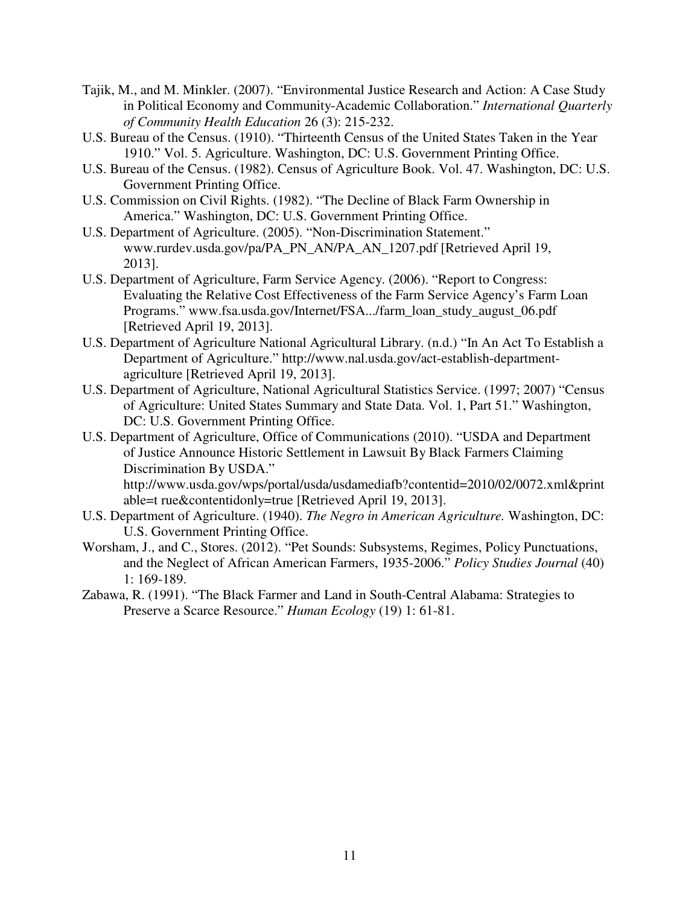Tajik, M., and M. Minkler. (2007). "Environmental Justice Research and Action: A Case Study in Political Economy and Community-Academic Collaboration." *International Quarterly of Community Health Education* 26 (3): 215-232.

U.S. Bureau of the Census. (1910). "Thirteenth Census of the United States Taken in the Year 1910." Vol. 5. Agriculture. Washington, DC: U.S. Government Printing Office.

U.S. Bureau of the Census. (1982). Census of Agriculture Book. Vol. 47. Washington, DC: U.S. Government Printing Office.

U.S. Commission on Civil Rights. (1982). "The Decline of Black Farm Ownership in America." Washington, DC: U.S. Government Printing Office.

U.S. Department of Agriculture. (2005). "Non-Discrimination Statement." www.rurdev.usda.gov/pa/PA_PN_AN/PA_AN_1207.pdf [Retrieved April 19, 2013].

U.S. Department of Agriculture, Farm Service Agency. (2006). "Report to Congress: Evaluating the Relative Cost Effectiveness of the Farm Service Agency's Farm Loan Programs." www.fsa.usda.gov/Internet/FSA.../farm_loan_study_august_06.pdf [Retrieved April 19, 2013].

U.S. Department of Agriculture National Agricultural Library. (n.d.) "In An Act To Establish a Department of Agriculture." http://www.nal.usda.gov/act-establish-department-agriculture [Retrieved April 19, 2013].

U.S. Department of Agriculture, National Agricultural Statistics Service. (1997; 2007) "Census of Agriculture: United States Summary and State Data. Vol. 1, Part 51." Washington, DC: U.S. Government Printing Office.

U.S. Department of Agriculture, Office of Communications (2010). "USDA and Department of Justice Announce Historic Settlement in Lawsuit By Black Farmers Claiming Discrimination By USDA." http://www.usda.gov/wps/portal/usda/usdamediafb?contentid=2010/02/0072.xml&printable=t rue&contentidonly=true [Retrieved April 19, 2013].

U.S. Department of Agriculture. (1940). *The Negro in American Agriculture.* Washington, DC: U.S. Government Printing Office.

Worsham, J., and C., Stores. (2012). "Pet Sounds: Subsystems, Regimes, Policy Punctuations, and the Neglect of African American Farmers, 1935-2006." *Policy Studies Journal* (40) 1: 169-189.

Zabawa, R. (1991). "The Black Farmer and Land in South-Central Alabama: Strategies to Preserve a Scarce Resource." *Human Ecology* (19) 1: 61-81.